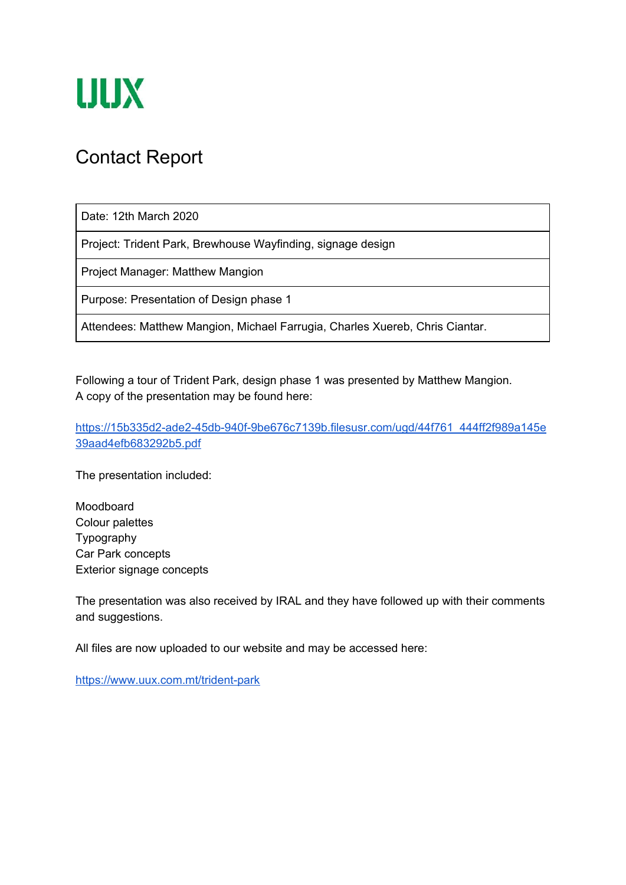# UUX

## Contact Report

| Date: 12th March 2020 |
| --- |
| Project: Trident Park, Brewhouse Wayfinding, signage design |
| Project Manager: Matthew Mangion |
| Purpose: Presentation of Design phase 1 |
| Attendees: Matthew Mangion, Michael Farrugia, Charles Xuereb, Chris Ciantar. |

Following a tour of Trident Park, design phase 1 was presented by Matthew Mangion.
A copy of the presentation may be found here:

https://15b335d2-ade2-45db-940f-9be676c7139b.filesusr.com/ugd/44f761_444ff2f989a145e39aad4efb683292b5.pdf

The presentation included:

Moodboard
Colour palettes
Typography
Car Park concepts
Exterior signage concepts

The presentation was also received by IRAL and they have followed up with their comments and suggestions.

All files are now uploaded to our website and may be accessed here:

https://www.uux.com.mt/trident-park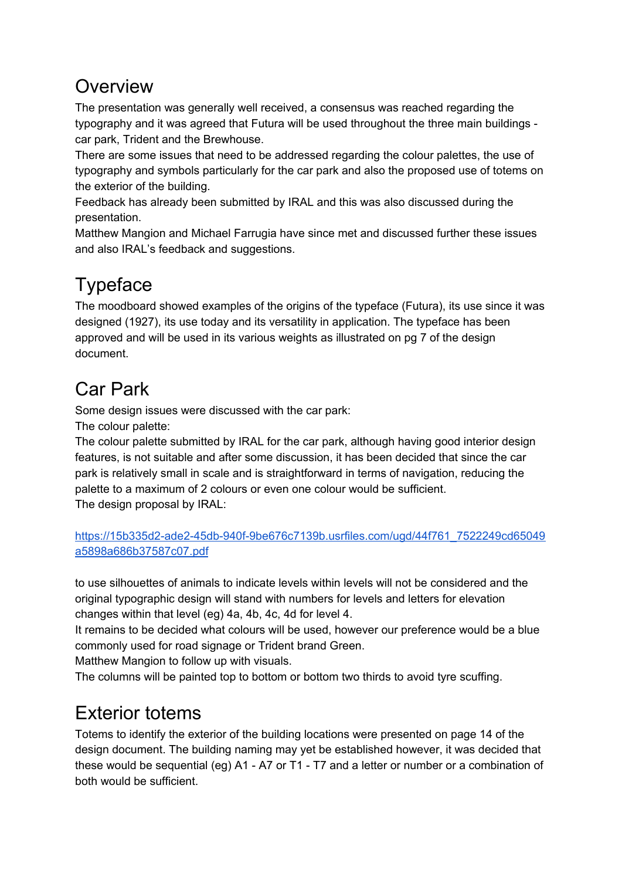## Overview

The presentation was generally well received, a consensus was reached regarding the typography and it was agreed that Futura will be used throughout the three main buildings - car park, Trident and the Brewhouse.

There are some issues that need to be addressed regarding the colour palettes, the use of typography and symbols particularly for the car park and also the proposed use of totems on the exterior of the building.

Feedback has already been submitted by IRAL and this was also discussed during the presentation.

Matthew Mangion and Michael Farrugia have since met and discussed further these issues and also IRAL's feedback and suggestions.

## Typeface

The moodboard showed examples of the origins of the typeface (Futura), its use since it was designed (1927), its use today and its versatility in application. The typeface has been approved and will be used in its various weights as illustrated on pg 7 of the design document.

## Car Park

Some design issues were discussed with the car park:

The colour palette:

The colour palette submitted by IRAL for the car park, although having good interior design features, is not suitable and after some discussion, it has been decided that since the car park is relatively small in scale and is straightforward in terms of navigation, reducing the palette to a maximum of 2 colours or even one colour would be sufficient.

The design proposal by IRAL:

[https://15b335d2-ade2-45db-940f-9be676c7139b.usrfiles.com/ugd/44f761_7522249cd65049a5898a686b37587c07.pdf](https://15b335d2-ade2-45db-940f-9be676c7139b.usrfiles.com/ugd/44f761_7522249cd65049a5898a686b37587c07.pdf)

to use silhouettes of animals to indicate levels within levels will not be considered and the original typographic design will stand with numbers for levels and letters for elevation changes within that level (eg) 4a, 4b, 4c, 4d for level 4.

It remains to be decided what colours will be used, however our preference would be a blue commonly used for road signage or Trident brand Green.

Matthew Mangion to follow up with visuals.

The columns will be painted top to bottom or bottom two thirds to avoid tyre scuffing.

## Exterior totems

Totems to identify the exterior of the building locations were presented on page 14 of the design document. The building naming may yet be established however, it was decided that these would be sequential (eg) A1 - A7 or T1 - T7 and a letter or number or a combination of both would be sufficient.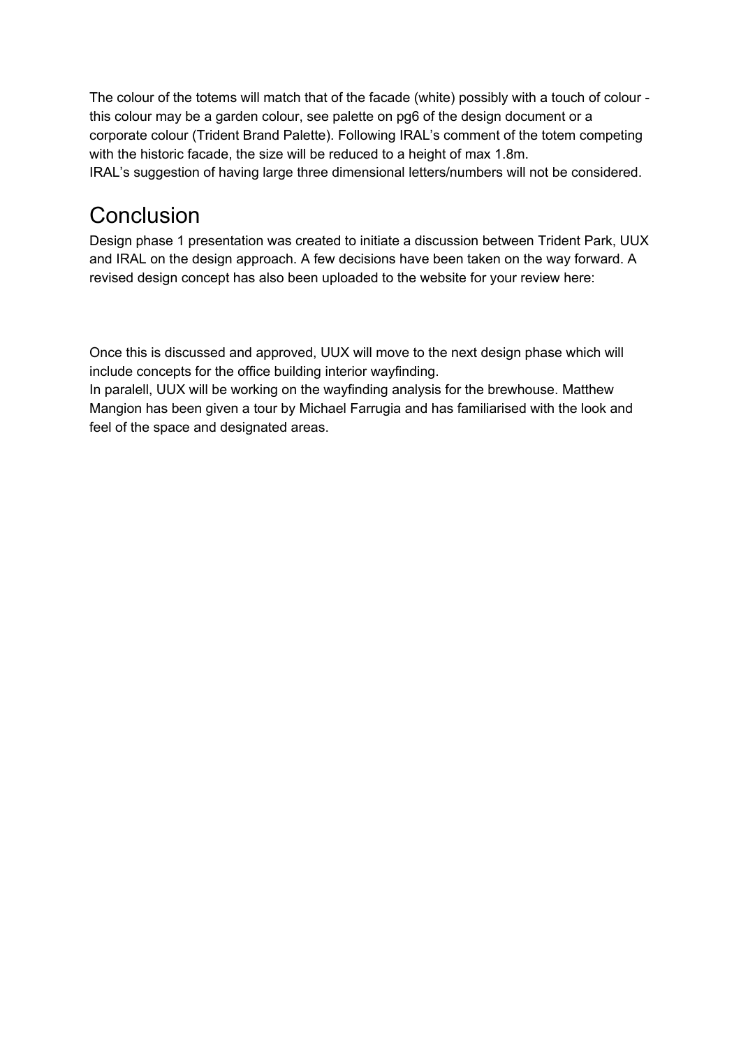The colour of the totems will match that of the facade (white) possibly with a touch of colour - this colour may be a garden colour, see palette on pg6 of the design document or a corporate colour (Trident Brand Palette). Following IRAL's comment of the totem competing with the historic facade, the size will be reduced to a height of max 1.8m.
IRAL's suggestion of having large three dimensional letters/numbers will not be considered.

# Conclusion

Design phase 1 presentation was created to initiate a discussion between Trident Park, UUX and IRAL on the design approach. A few decisions have been taken on the way forward. A revised design concept has also been uploaded to the website for your review here:

Once this is discussed and approved, UUX will move to the next design phase which will include concepts for the office building interior wayfinding.
In paralell, UUX will be working on the wayfinding analysis for the brewhouse. Matthew Mangion has been given a tour by Michael Farrugia and has familiarised with the look and feel of the space and designated areas.